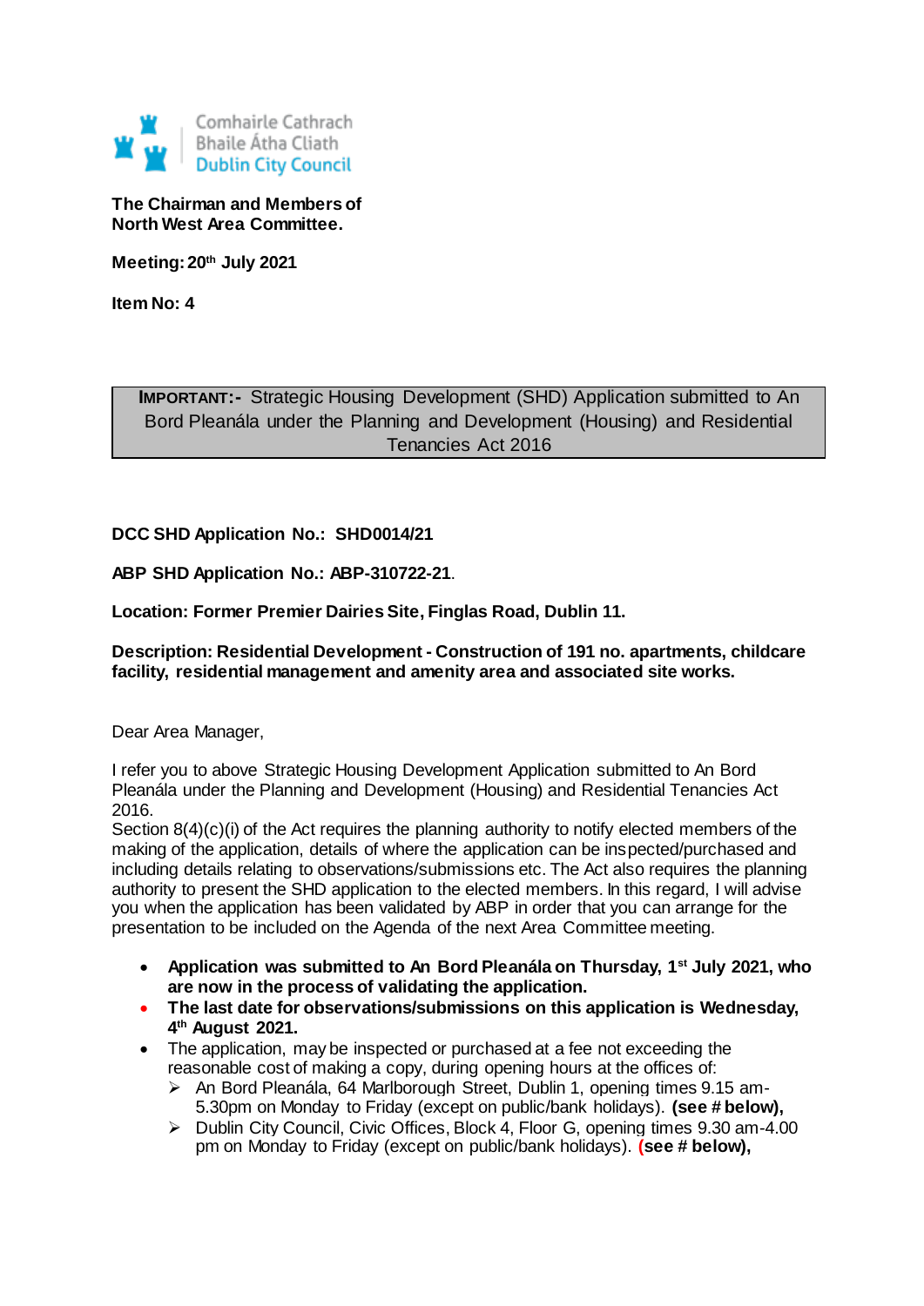Comhairle Cathrach
Bhaile Átha Cliath
Dublin City Council

**The Chairman and Members of**
**North West Area Committee.**

**Meeting: 20th July 2021**

**Item No: 4**

| **IMPORTANT:-** Strategic Housing Development (SHD) Application submitted to An Bord Pleanála under the Planning and Development (Housing) and Residential Tenancies Act 2016 |
|---|

**DCC SHD Application No.: SHD0014/21**

**ABP SHD Application No.: ABP-310722-21**.

**Location: Former Premier Dairies Site, Finglas Road, Dublin 11.**

**Description: Residential Development - Construction of 191 no. apartments, childcare facility, residential management and amenity area and associated site works.**

Dear Area Manager,

I refer you to above Strategic Housing Development Application submitted to An Bord Pleanála under the Planning and Development (Housing) and Residential Tenancies Act 2016.
Section 8(4)(c)(i) of the Act requires the planning authority to notify elected members of the making of the application, details of where the application can be inspected/purchased and including details relating to observations/submissions etc. The Act also requires the planning authority to present the SHD application to the elected members. In this regard, I will advise you when the application has been validated by ABP in order that you can arrange for the presentation to be included on the Agenda of the next Area Committee meeting.

- **Application was submitted to An Bord Pleanála on Thursday, 1st July 2021, who are now in the process of validating the application.**
- **The last date for observations/submissions on this application is Wednesday, 4th August 2021.**
- The application, may be inspected or purchased at a fee not exceeding the reasonable cost of making a copy, during opening hours at the offices of:
  - An Bord Pleanála, 64 Marlborough Street, Dublin 1, opening times 9.15 am-5.30pm on Monday to Friday (except on public/bank holidays). **(see # below),**
  - Dublin City Council, Civic Offices, Block 4, Floor G, opening times 9.30 am-4.00 pm on Monday to Friday (except on public/bank holidays). **(see # below),**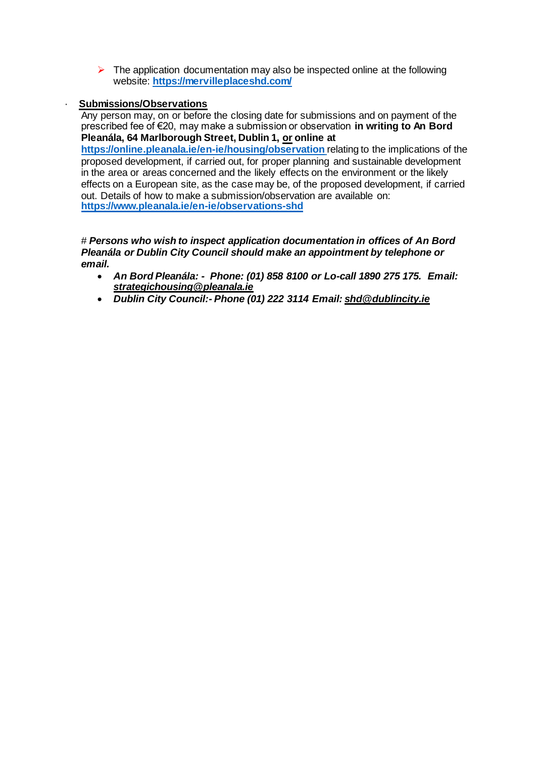- The application documentation may also be inspected online at the following website: **https://mervilleplaceshd.com/**

- **Submissions/Observations**

Any person may, on or before the closing date for submissions and on payment of the prescribed fee of €20, may make a submission or observation **in writing to An Bord Pleanála, 64 Marlborough Street, Dublin 1, or online at https://online.pleanala.ie/en-ie/housing/observation** relating to the implications of the proposed development, if carried out, for proper planning and sustainable development in the area or areas concerned and the likely effects on the environment or the likely effects on a European site, as the case may be, of the proposed development, if carried out. Details of how to make a submission/observation are available on: **https://www.pleanala.ie/en-ie/observations-shd**

# ***Persons who wish to inspect application documentation in offices of An Bord Pleanála or Dublin City Council should make an appointment by telephone or email.***

- ***An Bord Pleanála: - Phone: (01) 858 8100 or Lo-call 1890 275 175. Email: strategichousing@pleanala.ie***
- ***Dublin City Council:- Phone (01) 222 3114 Email: shd@dublincity.ie***